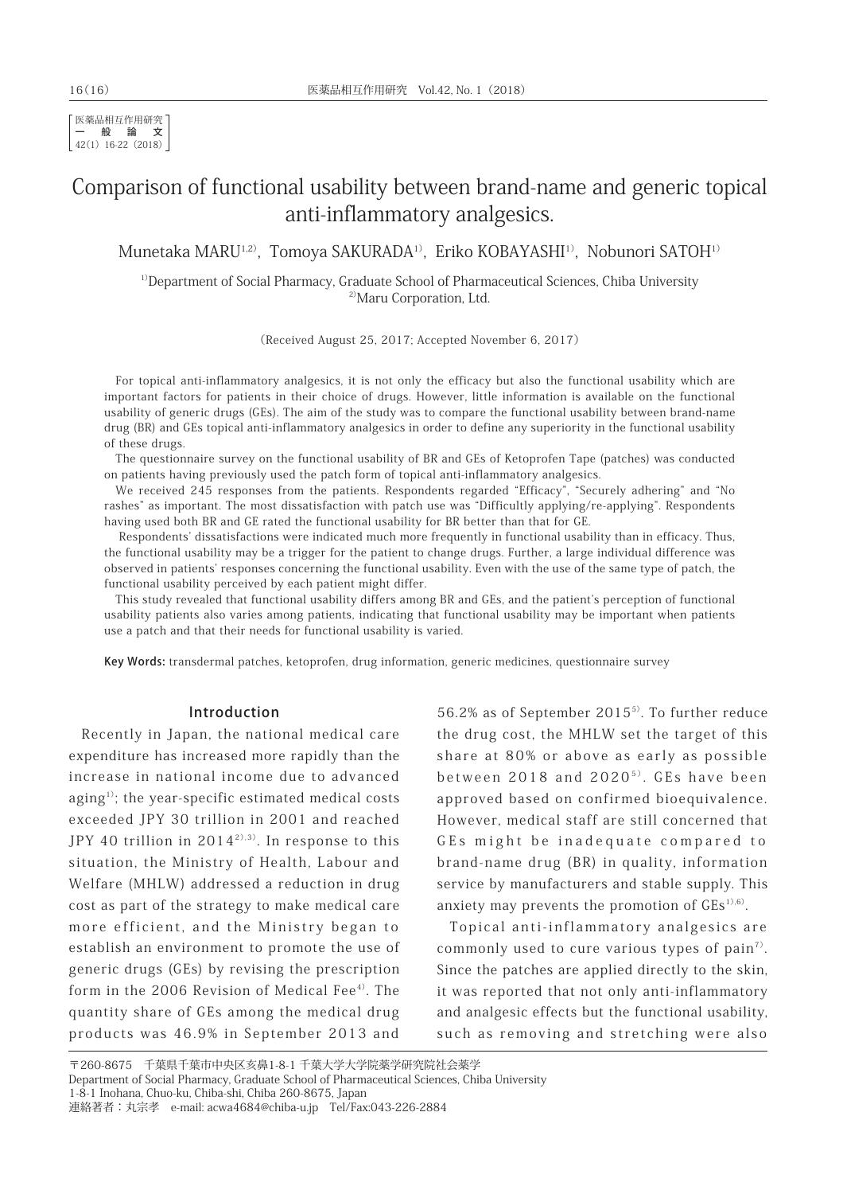医薬品相互作用研究
一般論文
42(1) 16-22 (2018)

# Comparison of functional usability between brand-name and generic topical anti-inflammatory analgesics.

Munetaka MARU[1,2], Tomoya SAKURADA[1], Eriko KOBAYASHI[1], Nobunori SATOH[1]

[1]Department of Social Pharmacy, Graduate School of Pharmaceutical Sciences, Chiba University
[2]Maru Corporation, Ltd.

(Received August 25, 2017; Accepted November 6, 2017)

For topical anti-inflammatory analgesics, it is not only the efficacy but also the functional usability which are important factors for patients in their choice of drugs. However, little information is available on the functional usability of generic drugs (GEs). The aim of the study was to compare the functional usability between brand-name drug (BR) and GEs topical anti-inflammatory analgesics in order to define any superiority in the functional usability of these drugs.

The questionnaire survey on the functional usability of BR and GEs of Ketoprofen Tape (patches) was conducted on patients having previously used the patch form of topical anti-inflammatory analgesics.

We received 245 responses from the patients. Respondents regarded "Efficacy", "Securely adhering" and "No rashes" as important. The most dissatisfaction with patch use was "Difficultly applying/re-applying". Respondents having used both BR and GE rated the functional usability for BR better than that for GE.

Respondents' dissatisfactions were indicated much more frequently in functional usability than in efficacy. Thus, the functional usability may be a trigger for the patient to change drugs. Further, a large individual difference was observed in patients' responses concerning the functional usability. Even with the use of the same type of patch, the functional usability perceived by each patient might differ.

This study revealed that functional usability differs among BR and GEs, and the patient's perception of functional usability patients also varies among patients, indicating that functional usability may be important when patients use a patch and that their needs for functional usability is varied.

**Key Words:** transdermal patches, ketoprofen, drug information, generic medicines, questionnaire survey

## Introduction

Recently in Japan, the national medical care expenditure has increased more rapidly than the increase in national income due to advanced aging[1]; the year-specific estimated medical costs exceeded JPY 30 trillion in 2001 and reached JPY 40 trillion in 2014[2),3)]. In response to this situation, the Ministry of Health, Labour and Welfare (MHLW) addressed a reduction in drug cost as part of the strategy to make medical care more efficient, and the Ministry began to establish an environment to promote the use of generic drugs (GEs) by revising the prescription form in the 2006 Revision of Medical Fee[4]. The quantity share of GEs among the medical drug products was 46.9% in September 2013 and 56.2% as of September 2015[5]. To further reduce the drug cost, the MHLW set the target of this share at 80% or above as early as possible between 2018 and 2020[5]. GEs have been approved based on confirmed bioequivalence. However, medical staff are still concerned that GEs might be inadequate compared to brand-name drug (BR) in quality, information service by manufacturers and stable supply. This anxiety may prevents the promotion of GEs[1),6)].

Topical anti-inflammatory analgesics are commonly used to cure various types of pain[7]. Since the patches are applied directly to the skin, it was reported that not only anti-inflammatory and analgesic effects but the functional usability, such as removing and stretching were also

〒260-8675 千葉県千葉市中央区亥鼻1-8-1 千葉大学大学院薬学研究院社会薬学
Department of Social Pharmacy, Graduate School of Pharmaceutical Sciences, Chiba University
1-8-1 Inohana, Chuo-ku, Chiba-shi, Chiba 260-8675, Japan
連絡著者：丸宗孝 e-mail: acwa4684@chiba-u.jp Tel/Fax:043-226-2884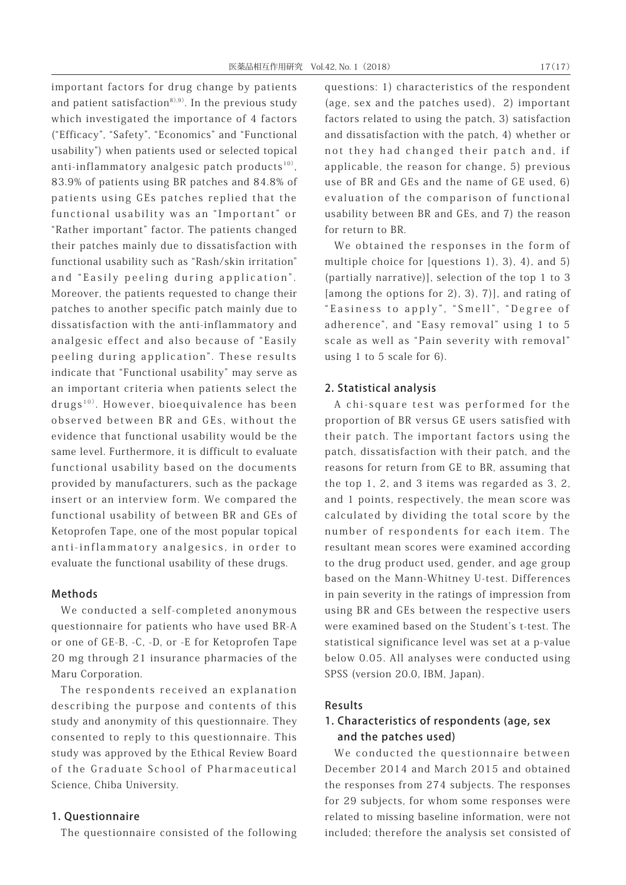important factors for drug change by patients and patient satisfaction[8),9)]. In the previous study which investigated the importance of 4 factors ("Efficacy", "Safety", "Economics" and "Functional usability") when patients used or selected topical anti-inflammatory analgesic patch products[10)], 83.9% of patients using BR patches and 84.8% of patients using GEs patches replied that the functional usability was an "Important" or "Rather important" factor. The patients changed their patches mainly due to dissatisfaction with functional usability such as "Rash/skin irritation" and "Easily peeling during application". Moreover, the patients requested to change their patches to another specific patch mainly due to dissatisfaction with the anti-inflammatory and analgesic effect and also because of "Easily peeling during application". These results indicate that "Functional usability" may serve as an important criteria when patients select the drugs[10)]. However, bioequivalence has been observed between BR and GEs, without the evidence that functional usability would be the same level. Furthermore, it is difficult to evaluate functional usability based on the documents provided by manufacturers, such as the package insert or an interview form. We compared the functional usability of between BR and GEs of Ketoprofen Tape, one of the most popular topical anti-inflammatory analgesics, in order to evaluate the functional usability of these drugs.

## Methods

We conducted a self-completed anonymous questionnaire for patients who have used BR-A or one of GE-B, -C, -D, or -E for Ketoprofen Tape 20 mg through 21 insurance pharmacies of the Maru Corporation.

The respondents received an explanation describing the purpose and contents of this study and anonymity of this questionnaire. They consented to reply to this questionnaire. This study was approved by the Ethical Review Board of the Graduate School of Pharmaceutical Science, Chiba University.

### 1. Questionnaire

The questionnaire consisted of the following questions: 1) characteristics of the respondent (age, sex and the patches used), 2) important factors related to using the patch, 3) satisfaction and dissatisfaction with the patch, 4) whether or not they had changed their patch and, if applicable, the reason for change, 5) previous use of BR and GEs and the name of GE used, 6) evaluation of the comparison of functional usability between BR and GEs, and 7) the reason for return to BR.

We obtained the responses in the form of multiple choice for [questions 1), 3), 4), and 5) (partially narrative)], selection of the top 1 to 3 [among the options for 2), 3), 7)], and rating of "Easiness to apply", "Smell", "Degree of adherence", and "Easy removal" using 1 to 5 scale as well as "Pain severity with removal" using 1 to 5 scale for 6).

### 2. Statistical analysis

A chi-square test was performed for the proportion of BR versus GE users satisfied with their patch. The important factors using the patch, dissatisfaction with their patch, and the reasons for return from GE to BR, assuming that the top 1, 2, and 3 items was regarded as 3, 2, and 1 points, respectively, the mean score was calculated by dividing the total score by the number of respondents for each item. The resultant mean scores were examined according to the drug product used, gender, and age group based on the Mann-Whitney U-test. Differences in pain severity in the ratings of impression from using BR and GEs between the respective users were examined based on the Student's t-test. The statistical significance level was set at a p-value below 0.05. All analyses were conducted using SPSS (version 20.0, IBM, Japan).

## Results

### 1. Characteristics of respondents (age, sex and the patches used)

We conducted the questionnaire between December 2014 and March 2015 and obtained the responses from 274 subjects. The responses for 29 subjects, for whom some responses were related to missing baseline information, were not included; therefore the analysis set consisted of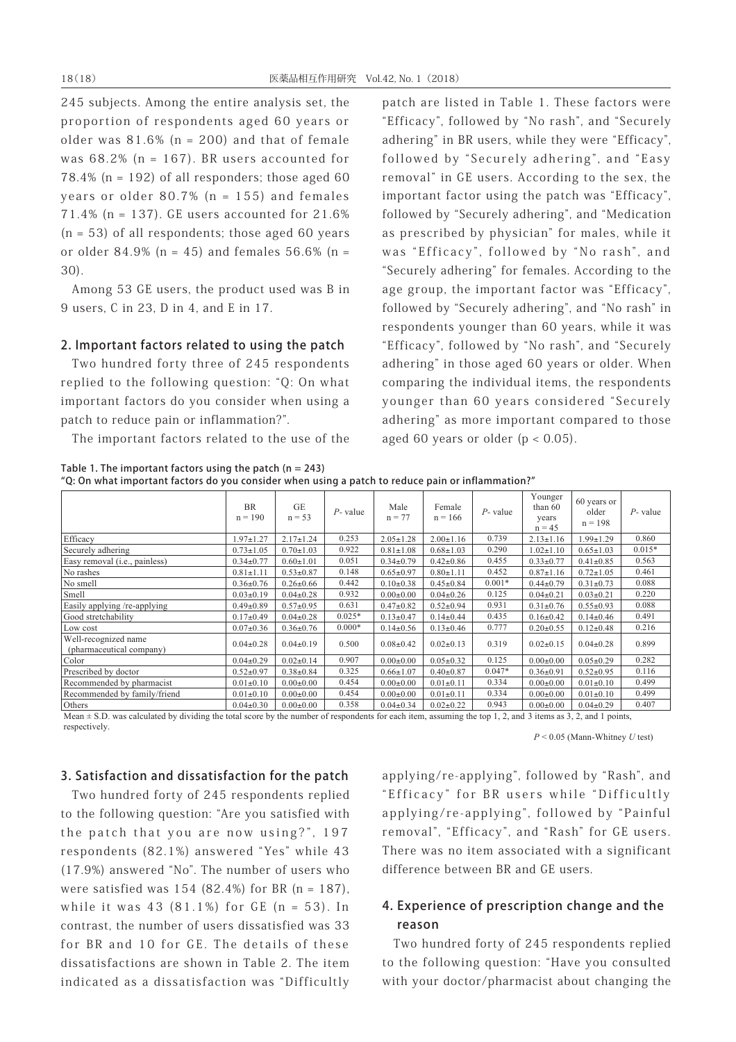245 subjects. Among the entire analysis set, the proportion of respondents aged 60 years or older was 81.6% (n = 200) and that of female was 68.2% (n = 167). BR users accounted for 78.4% (n = 192) of all responders; those aged 60 years or older 80.7% (n = 155) and females 71.4% (n = 137). GE users accounted for 21.6% (n = 53) of all respondents; those aged 60 years or older 84.9% (n = 45) and females 56.6% (n = 30).

Among 53 GE users, the product used was B in 9 users, C in 23, D in 4, and E in 17.

## 2. Important factors related to using the patch

Two hundred forty three of 245 respondents replied to the following question: "Q: On what important factors do you consider when using a patch to reduce pain or inflammation?".

The important factors related to the use of the patch are listed in Table 1. These factors were "Efficacy", followed by "No rash", and "Securely adhering" in BR users, while they were "Efficacy", followed by "Securely adhering", and "Easy removal" in GE users. According to the sex, the important factor using the patch was "Efficacy", followed by "Securely adhering", and "Medication as prescribed by physician" for males, while it was "Efficacy", followed by "No rash", and "Securely adhering" for females. According to the age group, the important factor was "Efficacy", followed by "Securely adhering", and "No rash" in respondents younger than 60 years, while it was "Efficacy", followed by "No rash", and "Securely adhering" in those aged 60 years or older. When comparing the individual items, the respondents younger than 60 years considered "Securely adhering" as more important compared to those aged 60 years or older ($p < 0.05$).

**Table 1. The important factors using the patch (n = 243)**
**"Q: On what important factors do you consider when using a patch to reduce pain or inflammation?"**

| | BR n = 190 | GE n = 53 | *P*- value | Male n = 77 | Female n = 166 | *P*- value | Younger than 60 years n = 45 | 60 years or older n = 198 | *P*- value |
|---|---|---|---|---|---|---|---|---|---|
| Efficacy | 1.97±1.27 | 2.17±1.24 | 0.253 | 2.05±1.28 | 2.00±1.16 | 0.739 | 2.13±1.16 | 1.99±1.29 | 0.860 |
| Securely adhering | 0.73±1.05 | 0.70±1.03 | 0.922 | 0.81±1.08 | 0.68±1.03 | 0.290 | 1.02±1.10 | 0.65±1.03 | 0.015* |
| Easy removal (i.e., painless) | 0.34±0.77 | 0.60±1.01 | 0.051 | 0.34±0.79 | 0.42±0.86 | 0.455 | 0.33±0.77 | 0.41±0.85 | 0.563 |
| No rashes | 0.81±1.11 | 0.53±0.87 | 0.148 | 0.65±0.97 | 0.80±1.11 | 0.452 | 0.87±1.16 | 0.72±1.05 | 0.461 |
| No smell | 0.36±0.76 | 0.26±0.66 | 0.442 | 0.10±0.38 | 0.45±0.84 | 0.001* | 0.44±0.79 | 0.31±0.73 | 0.088 |
| Smell | 0.03±0.19 | 0.04±0.28 | 0.932 | 0.00±0.00 | 0.04±0.26 | 0.125 | 0.04±0.21 | 0.03±0.21 | 0.220 |
| Easily applying /re-applying | 0.49±0.89 | 0.57±0.95 | 0.631 | 0.47±0.82 | 0.52±0.94 | 0.931 | 0.31±0.76 | 0.55±0.93 | 0.088 |
| Good stretchability | 0.17±0.49 | 0.04±0.28 | 0.025* | 0.13±0.47 | 0.14±0.44 | 0.435 | 0.16±0.42 | 0.14±0.46 | 0.491 |
| Low cost | 0.07±0.36 | 0.36±0.76 | 0.000* | 0.14±0.56 | 0.13±0.46 | 0.777 | 0.20±0.55 | 0.12±0.48 | 0.216 |
| Well-recognized name (pharmaceutical company) | 0.04±0.28 | 0.04±0.19 | 0.500 | 0.08±0.42 | 0.02±0.13 | 0.319 | 0.02±0.15 | 0.04±0.28 | 0.899 |
| Color | 0.04±0.29 | 0.02±0.14 | 0.907 | 0.00±0.00 | 0.05±0.32 | 0.125 | 0.00±0.00 | 0.05±0.29 | 0.282 |
| Prescribed by doctor | 0.52±0.97 | 0.38±0.84 | 0.325 | 0.66±1.07 | 0.40±0.87 | 0.047* | 0.36±0.91 | 0.52±0.95 | 0.116 |
| Recommended by pharmacist | 0.01±0.10 | 0.00±0.00 | 0.454 | 0.00±0.00 | 0.01±0.11 | 0.334 | 0.00±0.00 | 0.01±0.10 | 0.499 |
| Recommended by family/friend | 0.01±0.10 | 0.00±0.00 | 0.454 | 0.00±0.00 | 0.01±0.11 | 0.334 | 0.00±0.00 | 0.01±0.10 | 0.499 |
| Others | 0.04±0.30 | 0.00±0.00 | 0.358 | 0.04±0.34 | 0.02±0.22 | 0.943 | 0.00±0.00 | 0.04±0.29 | 0.407 |

Mean ± S.D. was calculated by dividing the total score by the number of respondents for each item, assuming the top 1, 2, and 3 items as 3, 2, and 1 points, respectively.

$P < 0.05$ (Mann-Whitney *U* test)

## 3. Satisfaction and dissatisfaction for the patch

Two hundred forty of 245 respondents replied to the following question: "Are you satisfied with the patch that you are now using?", 197 respondents (82.1%) answered "Yes" while 43 (17.9%) answered "No". The number of users who were satisfied was 154 (82.4%) for BR (n = 187), while it was 43 (81.1%) for GE (n = 53). In contrast, the number of users dissatisfied was 33 for BR and 10 for GE. The details of these dissatisfactions are shown in Table 2. The item indicated as a dissatisfaction was "Difficultly applying/re-applying", followed by "Rash", and "Efficacy" for BR users while "Difficultly applying/re-applying", followed by "Painful removal", "Efficacy", and "Rash" for GE users. There was no item associated with a significant difference between BR and GE users.

## 4. Experience of prescription change and the reason

Two hundred forty of 245 respondents replied to the following question: "Have you consulted with your doctor/pharmacist about changing the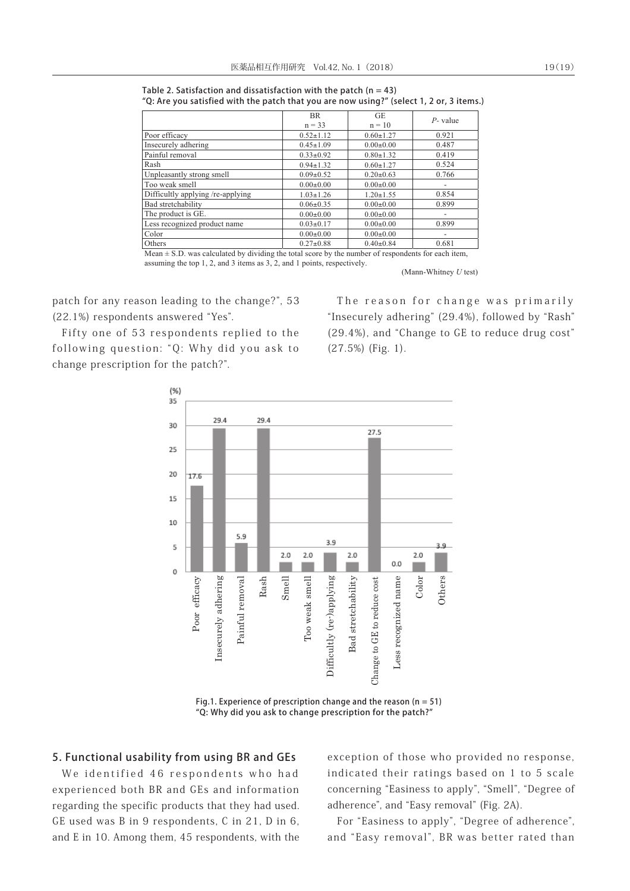**Table 2. Satisfaction and dissatisfaction with the patch (n = 43)**
**"Q: Are you satisfied with the patch that you are now using?" (select 1, 2 or, 3 items.)**

| | BR n = 33 | GE n = 10 | *P*- value |
|---|---|---|---|
| Poor efficacy | 0.52±1.12 | 0.60±1.27 | 0.921 |
| Insecurely adhering | 0.45±1.09 | 0.00±0.00 | 0.487 |
| Painful removal | 0.33±0.92 | 0.80±1.32 | 0.419 |
| Rash | 0.94±1.32 | 0.60±1.27 | 0.524 |
| Unpleasantly strong smell | 0.09±0.52 | 0.20±0.63 | 0.766 |
| Too weak smell | 0.00±0.00 | 0.00±0.00 | - |
| Difficultly applying /re-applying | 1.03±1.26 | 1.20±1.55 | 0.854 |
| Bad stretchability | 0.06±0.35 | 0.00±0.00 | 0.899 |
| The product is GE. | 0.00±0.00 | 0.00±0.00 | - |
| Less recognized product name | 0.03±0.17 | 0.00±0.00 | 0.899 |
| Color | 0.00±0.00 | 0.00±0.00 | - |
| Others | 0.27±0.88 | 0.40±0.84 | 0.681 |

Mean ± S.D. was calculated by dividing the total score by the number of respondents for each item, assuming the top 1, 2, and 3 items as 3, 2, and 1 points, respectively.

(Mann-Whitney *U* test)

patch for any reason leading to the change?", 53 (22.1%) respondents answered "Yes".

Fifty one of 53 respondents replied to the following question: "Q: Why did you ask to change prescription for the patch?".

The reason for change was primarily "Insecurely adhering" (29.4%), followed by "Rash" (29.4%), and "Change to GE to reduce drug cost" (27.5%) (Fig. 1).

| Reason | (%) |
|---|---|
| Poor efficacy | 17.6 |
| Insecurely adhering | 29.4 |
| Painful removal | 5.9 |
| Rash | 29.4 |
| Smell | 2.0 |
| Too weak smell | 2.0 |
| Difficultly (re-)applying | 3.9 |
| Bad stretchability | 2.0 |
| Change to GE to reduce cost | 27.5 |
| Less recognized name | 0.0 |
| Color | 2.0 |
| Others | 3.9 |

**Fig.1. Experience of prescription change and the reason (n = 51)**
**"Q: Why did you ask to change prescription for the patch?"**

## 5. Functional usability from using BR and GEs

We identified 46 respondents who had experienced both BR and GEs and information regarding the specific products that they had used. GE used was B in 9 respondents, C in 21, D in 6, and E in 10. Among them, 45 respondents, with the exception of those who provided no response, indicated their ratings based on 1 to 5 scale concerning "Easiness to apply", "Smell", "Degree of adherence", and "Easy removal" (Fig. 2A).

For "Easiness to apply", "Degree of adherence", and "Easy removal", BR was better rated than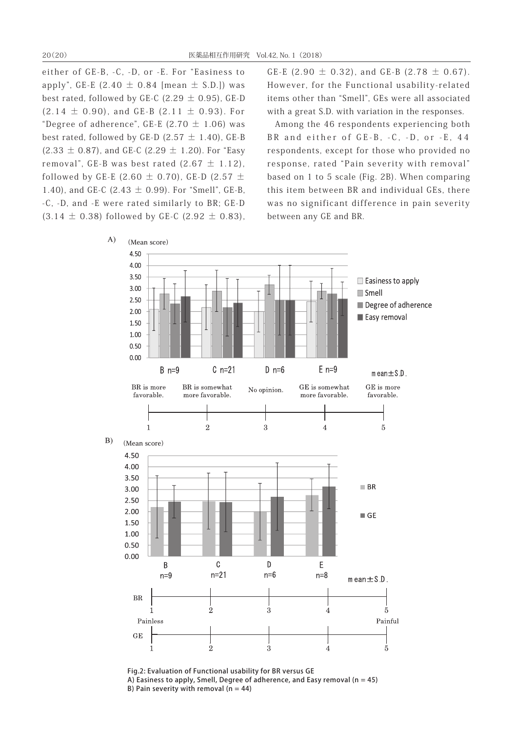either of GE-B, -C, -D, or -E. For "Easiness to apply", GE-E (2.40 ± 0.84 [mean ± S.D.]) was best rated, followed by GE-C (2.29 ± 0.95), GE-D (2.14 ± 0.90), and GE-B (2.11 ± 0.93). For "Degree of adherence", GE-E (2.70 ± 1.06) was best rated, followed by GE-D (2.57 ± 1.40), GE-B (2.33 ± 0.87), and GE-C (2.29 ± 1.20). For "Easy removal", GE-B was best rated (2.67 ± 1.12), followed by GE-E (2.60 ± 0.70), GE-D (2.57 ± 1.40), and GE-C (2.43 ± 0.99). For "Smell", GE-B, -C, -D, and -E were rated similarly to BR; GE-D (3.14 ± 0.38) followed by GE-C (2.92 ± 0.83), GE-E (2.90 ± 0.32), and GE-B (2.78 ± 0.67). However, for the Functional usability-related items other than "Smell", GEs were all associated with a great S.D. with variation in the responses.

Among the 46 respondents experiencing both BR and either of GE-B, -C, -D, or -E, 44 respondents, except for those who provided no response, rated "Pain severity with removal" based on 1 to 5 scale (Fig. 2B). When comparing this item between BR and individual GEs, there was no significant difference in pain severity between any GE and BR.

Fig.2: Evaluation of Functional usability for BR versus GE
A) Easiness to apply, Smell, Degree of adherence, and Easy removal (n = 45)
B) Pain severity with removal (n = 44)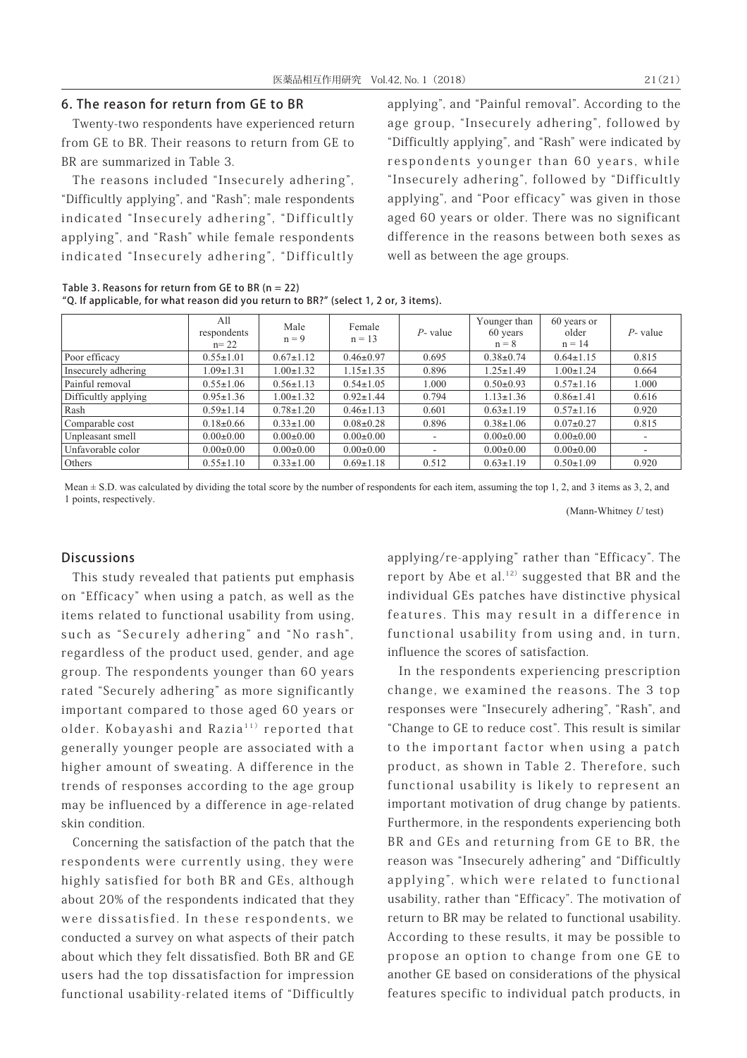## 6. The reason for return from GE to BR

Twenty-two respondents have experienced return from GE to BR. Their reasons to return from GE to BR are summarized in Table 3.

The reasons included "Insecurely adhering", "Difficultly applying", and "Rash"; male respondents indicated "Insecurely adhering", "Difficultly applying", and "Rash" while female respondents indicated "Insecurely adhering", "Difficultly applying", and "Painful removal". According to the age group, "Insecurely adhering", followed by "Difficultly applying", and "Rash" were indicated by respondents younger than 60 years, while "Insecurely adhering", followed by "Difficultly applying", and "Poor efficacy" was given in those aged 60 years or older. There was no significant difference in the reasons between both sexes as well as between the age groups.

**Table 3. Reasons for return from GE to BR (n = 22)**
**"Q. If applicable, for what reason did you return to BR?" (select 1, 2 or, 3 items).**

| | All respondents n= 22 | Male n = 9 | Female n = 13 | *P*- value | Younger than 60 years n = 8 | 60 years or older n = 14 | *P*- value |
|---|---|---|---|---|---|---|---|
| Poor efficacy | 0.55±1.01 | 0.67±1.12 | 0.46±0.97 | 0.695 | 0.38±0.74 | 0.64±1.15 | 0.815 |
| Insecurely adhering | 1.09±1.31 | 1.00±1.32 | 1.15±1.35 | 0.896 | 1.25±1.49 | 1.00±1.24 | 0.664 |
| Painful removal | 0.55±1.06 | 0.56±1.13 | 0.54±1.05 | 1.000 | 0.50±0.93 | 0.57±1.16 | 1.000 |
| Difficultly applying | 0.95±1.36 | 1.00±1.32 | 0.92±1.44 | 0.794 | 1.13±1.36 | 0.86±1.41 | 0.616 |
| Rash | 0.59±1.14 | 0.78±1.20 | 0.46±1.13 | 0.601 | 0.63±1.19 | 0.57±1.16 | 0.920 |
| Comparable cost | 0.18±0.66 | 0.33±1.00 | 0.08±0.28 | 0.896 | 0.38±1.06 | 0.07±0.27 | 0.815 |
| Unpleasant smell | 0.00±0.00 | 0.00±0.00 | 0.00±0.00 | - | 0.00±0.00 | 0.00±0.00 | - |
| Unfavorable color | 0.00±0.00 | 0.00±0.00 | 0.00±0.00 | - | 0.00±0.00 | 0.00±0.00 | - |
| Others | 0.55±1.10 | 0.33±1.00 | 0.69±1.18 | 0.512 | 0.63±1.19 | 0.50±1.09 | 0.920 |

Mean ± S.D. was calculated by dividing the total score by the number of respondents for each item, assuming the top 1, 2, and 3 items as 3, 2, and 1 points, respectively.

(Mann-Whitney *U* test)

## Discussions

This study revealed that patients put emphasis on "Efficacy" when using a patch, as well as the items related to functional usability from using, such as "Securely adhering" and "No rash", regardless of the product used, gender, and age group. The respondents younger than 60 years rated "Securely adhering" as more significantly important compared to those aged 60 years or older. Kobayashi and Razia[11] reported that generally younger people are associated with a higher amount of sweating. A difference in the trends of responses according to the age group may be influenced by a difference in age-related skin condition.

Concerning the satisfaction of the patch that the respondents were currently using, they were highly satisfied for both BR and GEs, although about 20% of the respondents indicated that they were dissatisfied. In these respondents, we conducted a survey on what aspects of their patch about which they felt dissatisfied. Both BR and GE users had the top dissatisfaction for impression functional usability-related items of "Difficultly applying/re-applying" rather than "Efficacy". The report by Abe et al.[12] suggested that BR and the individual GEs patches have distinctive physical features. This may result in a difference in functional usability from using and, in turn, influence the scores of satisfaction.

In the respondents experiencing prescription change, we examined the reasons. The 3 top responses were "Insecurely adhering", "Rash", and "Change to GE to reduce cost". This result is similar to the important factor when using a patch product, as shown in Table 2. Therefore, such functional usability is likely to represent an important motivation of drug change by patients. Furthermore, in the respondents experiencing both BR and GEs and returning from GE to BR, the reason was "Insecurely adhering" and "Difficultly applying", which were related to functional usability, rather than "Efficacy". The motivation of return to BR may be related to functional usability. According to these results, it may be possible to propose an option to change from one GE to another GE based on considerations of the physical features specific to individual patch products, in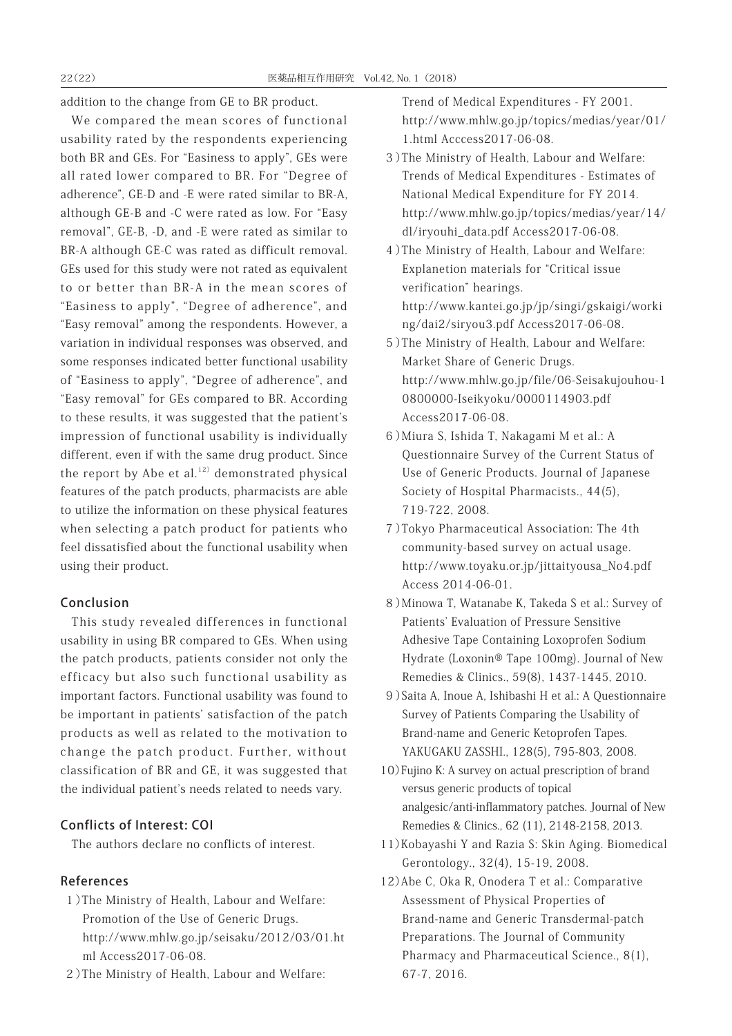addition to the change from GE to BR product.

We compared the mean scores of functional usability rated by the respondents experiencing both BR and GEs. For "Easiness to apply", GEs were all rated lower compared to BR. For "Degree of adherence", GE-D and -E were rated similar to BR-A, although GE-B and -C were rated as low. For "Easy removal", GE-B, -D, and -E were rated as similar to BR-A although GE-C was rated as difficult removal. GEs used for this study were not rated as equivalent to or better than BR-A in the mean scores of "Easiness to apply", "Degree of adherence", and "Easy removal" among the respondents. However, a variation in individual responses was observed, and some responses indicated better functional usability of "Easiness to apply", "Degree of adherence", and "Easy removal" for GEs compared to BR. According to these results, it was suggested that the patient's impression of functional usability is individually different, even if with the same drug product. Since the report by Abe et al.[12] demonstrated physical features of the patch products, pharmacists are able to utilize the information on these physical features when selecting a patch product for patients who feel dissatisfied about the functional usability when using their product.

## Conclusion

This study revealed differences in functional usability in using BR compared to GEs. When using the patch products, patients consider not only the efficacy but also such functional usability as important factors. Functional usability was found to be important in patients' satisfaction of the patch products as well as related to the motivation to change the patch product. Further, without classification of BR and GE, it was suggested that the individual patient's needs related to needs vary.

## Conflicts of Interest: COI

The authors declare no conflicts of interest.

## References

1) The Ministry of Health, Labour and Welfare: Promotion of the Use of Generic Drugs. http://www.mhlw.go.jp/seisaku/2012/03/01.html Access2017-06-08.
2) The Ministry of Health, Labour and Welfare: Trend of Medical Expenditures - FY 2001. http://www.mhlw.go.jp/topics/medias/year/01/1.html Acccess2017-06-08.
3) The Ministry of Health, Labour and Welfare: Trends of Medical Expenditures - Estimates of National Medical Expenditure for FY 2014. http://www.mhlw.go.jp/topics/medias/year/14/dl/iryouhi_data.pdf Access2017-06-08.
4) The Ministry of Health, Labour and Welfare: Explanetion materials for "Critical issue verification" hearings. http://www.kantei.go.jp/jp/singi/gskaigi/working/dai2/siryou3.pdf Access2017-06-08.
5) The Ministry of Health, Labour and Welfare: Market Share of Generic Drugs. http://www.mhlw.go.jp/file/06-Seisakujouhou-10800000-Iseikyoku/0000114903.pdf Access2017-06-08.
6) Miura S, Ishida T, Nakagami M et al.: A Questionnaire Survey of the Current Status of Use of Generic Products. Journal of Japanese Society of Hospital Pharmacists., 44(5), 719-722, 2008.
7) Tokyo Pharmaceutical Association: The 4th community-based survey on actual usage. http://www.toyaku.or.jp/jittaityousa_No4.pdf Access 2014-06-01.
8) Minowa T, Watanabe K, Takeda S et al.: Survey of Patients' Evaluation of Pressure Sensitive Adhesive Tape Containing Loxoprofen Sodium Hydrate (Loxonin® Tape 100mg). Journal of New Remedies & Clinics., 59(8), 1437-1445, 2010.
9) Saita A, Inoue A, Ishibashi H et al.: A Questionnaire Survey of Patients Comparing the Usability of Brand-name and Generic Ketoprofen Tapes. YAKUGAKU ZASSHI., 128(5), 795-803, 2008.
10) Fujino K: A survey on actual prescription of brand versus generic products of topical analgesic/anti-inflammatory patches. Journal of New Remedies & Clinics., 62 (11), 2148-2158, 2013.
11) Kobayashi Y and Razia S: Skin Aging. Biomedical Gerontology., 32(4), 15-19, 2008.
12) Abe C, Oka R, Onodera T et al.: Comparative Assessment of Physical Properties of Brand-name and Generic Transdermal-patch Preparations. The Journal of Community Pharmacy and Pharmaceutical Science., 8(1), 67-7, 2016.